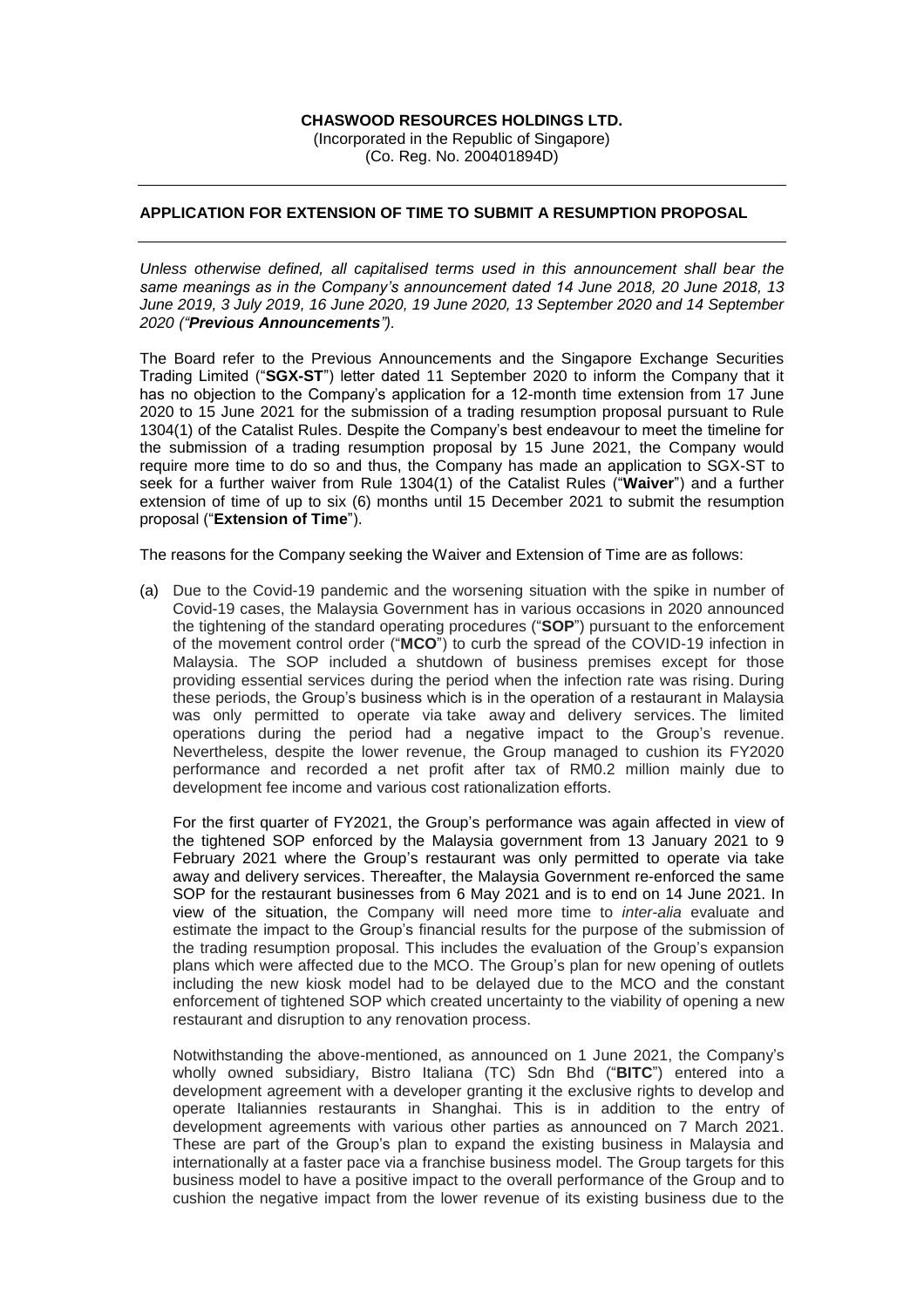**CHASWOOD RESOURCES HOLDINGS LTD.**
(Incorporated in the Republic of Singapore)
(Co. Reg. No. 200401894D)

---

## APPLICATION FOR EXTENSION OF TIME TO SUBMIT A RESUMPTION PROPOSAL

---

*Unless otherwise defined, all capitalised terms used in this announcement shall bear the same meanings as in the Company's announcement dated 14 June 2018, 20 June 2018, 13 June 2019, 3 July 2019, 16 June 2020, 19 June 2020, 13 September 2020 and 14 September 2020 ("**Previous Announcements**").*

The Board refer to the Previous Announcements and the Singapore Exchange Securities Trading Limited ("**SGX-ST**") letter dated 11 September 2020 to inform the Company that it has no objection to the Company's application for a 12-month time extension from 17 June 2020 to 15 June 2021 for the submission of a trading resumption proposal pursuant to Rule 1304(1) of the Catalist Rules. Despite the Company's best endeavour to meet the timeline for the submission of a trading resumption proposal by 15 June 2021, the Company would require more time to do so and thus, the Company has made an application to SGX-ST to seek for a further waiver from Rule 1304(1) of the Catalist Rules ("**Waiver**") and a further extension of time of up to six (6) months until 15 December 2021 to submit the resumption proposal ("**Extension of Time**").

The reasons for the Company seeking the Waiver and Extension of Time are as follows:

(a) Due to the Covid-19 pandemic and the worsening situation with the spike in number of Covid-19 cases, the Malaysia Government has in various occasions in 2020 announced the tightening of the standard operating procedures ("**SOP**") pursuant to the enforcement of the movement control order ("**MCO**") to curb the spread of the COVID-19 infection in Malaysia. The SOP included a shutdown of business premises except for those providing essential services during the period when the infection rate was rising. During these periods, the Group's business which is in the operation of a restaurant in Malaysia was only permitted to operate via take away and delivery services. The limited operations during the period had a negative impact to the Group's revenue. Nevertheless, despite the lower revenue, the Group managed to cushion its FY2020 performance and recorded a net profit after tax of RM0.2 million mainly due to development fee income and various cost rationalization efforts.

For the first quarter of FY2021, the Group's performance was again affected in view of the tightened SOP enforced by the Malaysia government from 13 January 2021 to 9 February 2021 where the Group's restaurant was only permitted to operate via take away and delivery services. Thereafter, the Malaysia Government re-enforced the same SOP for the restaurant businesses from 6 May 2021 and is to end on 14 June 2021. In view of the situation, the Company will need more time to *inter-alia* evaluate and estimate the impact to the Group's financial results for the purpose of the submission of the trading resumption proposal. This includes the evaluation of the Group's expansion plans which were affected due to the MCO. The Group's plan for new opening of outlets including the new kiosk model had to be delayed due to the MCO and the constant enforcement of tightened SOP which created uncertainty to the viability of opening a new restaurant and disruption to any renovation process.

Notwithstanding the above-mentioned, as announced on 1 June 2021, the Company's wholly owned subsidiary, Bistro Italiana (TC) Sdn Bhd ("**BITC**") entered into a development agreement with a developer granting it the exclusive rights to develop and operate Italiannies restaurants in Shanghai. This is in addition to the entry of development agreements with various other parties as announced on 7 March 2021. These are part of the Group's plan to expand the existing business in Malaysia and internationally at a faster pace via a franchise business model. The Group targets for this business model to have a positive impact to the overall performance of the Group and to cushion the negative impact from the lower revenue of its existing business due to the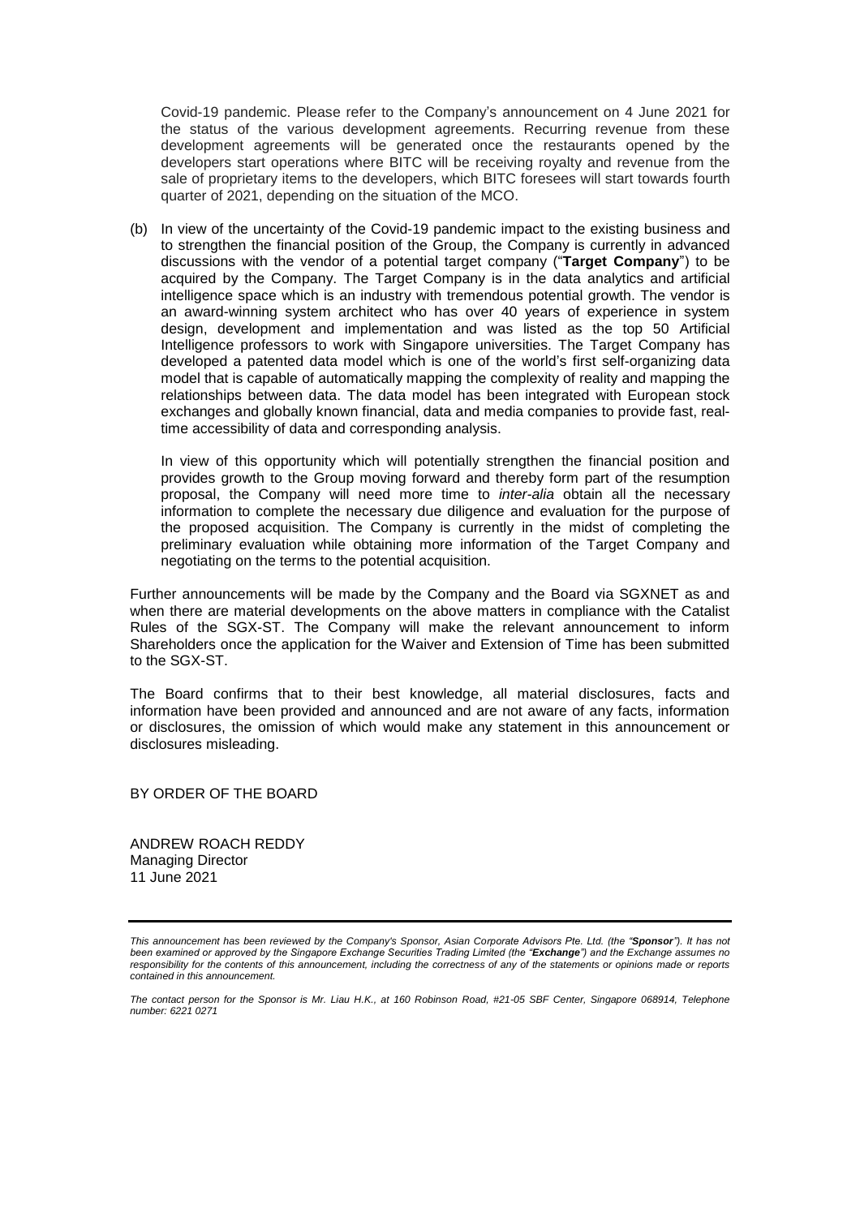Covid-19 pandemic. Please refer to the Company's announcement on 4 June 2021 for the status of the various development agreements. Recurring revenue from these development agreements will be generated once the restaurants opened by the developers start operations where BITC will be receiving royalty and revenue from the sale of proprietary items to the developers, which BITC foresees will start towards fourth quarter of 2021, depending on the situation of the MCO.

(b) In view of the uncertainty of the Covid-19 pandemic impact to the existing business and to strengthen the financial position of the Group, the Company is currently in advanced discussions with the vendor of a potential target company ("**Target Company**") to be acquired by the Company. The Target Company is in the data analytics and artificial intelligence space which is an industry with tremendous potential growth. The vendor is an award-winning system architect who has over 40 years of experience in system design, development and implementation and was listed as the top 50 Artificial Intelligence professors to work with Singapore universities. The Target Company has developed a patented data model which is one of the world's first self-organizing data model that is capable of automatically mapping the complexity of reality and mapping the relationships between data. The data model has been integrated with European stock exchanges and globally known financial, data and media companies to provide fast, real-time accessibility of data and corresponding analysis.

In view of this opportunity which will potentially strengthen the financial position and provides growth to the Group moving forward and thereby form part of the resumption proposal, the Company will need more time to *inter-alia* obtain all the necessary information to complete the necessary due diligence and evaluation for the purpose of the proposed acquisition. The Company is currently in the midst of completing the preliminary evaluation while obtaining more information of the Target Company and negotiating on the terms to the potential acquisition.

Further announcements will be made by the Company and the Board via SGXNET as and when there are material developments on the above matters in compliance with the Catalist Rules of the SGX-ST. The Company will make the relevant announcement to inform Shareholders once the application for the Waiver and Extension of Time has been submitted to the SGX-ST.

The Board confirms that to their best knowledge, all material disclosures, facts and information have been provided and announced and are not aware of any facts, information or disclosures, the omission of which would make any statement in this announcement or disclosures misleading.

BY ORDER OF THE BOARD

ANDREW ROACH REDDY
Managing Director
11 June 2021

---

*This announcement has been reviewed by the Company's Sponsor, Asian Corporate Advisors Pte. Ltd. (the "**Sponsor**"). It has not been examined or approved by the Singapore Exchange Securities Trading Limited (the "**Exchange**") and the Exchange assumes no responsibility for the contents of this announcement, including the correctness of any of the statements or opinions made or reports contained in this announcement.*

*The contact person for the Sponsor is Mr. Liau H.K., at 160 Robinson Road, #21-05 SBF Center, Singapore 068914, Telephone number: 6221 0271*